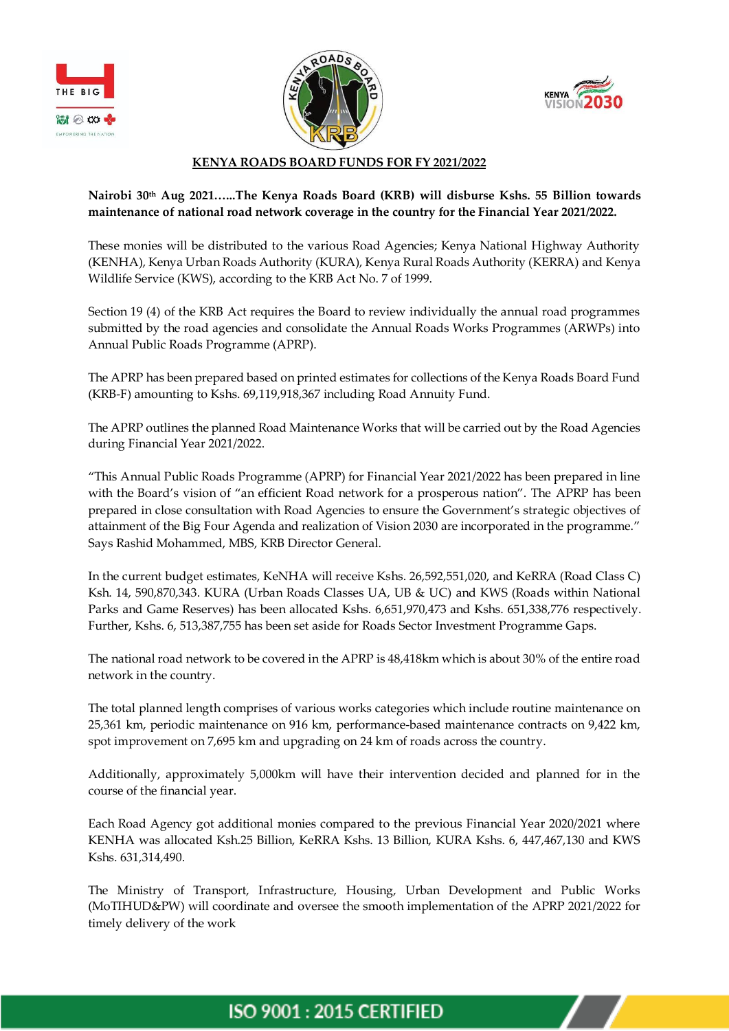# KENYA ROADS BOARD FUNDS FOR FY 2021/2022

**Nairobi 30th Aug 2021…..The Kenya Roads Board (KRB) will disburse Kshs. 55 Billion towards maintenance of national road network coverage in the country for the Financial Year 2021/2022.**

These monies will be distributed to the various Road Agencies; Kenya National Highway Authority (KENHA), Kenya Urban Roads Authority (KURA), Kenya Rural Roads Authority (KERRA) and Kenya Wildlife Service (KWS), according to the KRB Act No. 7 of 1999.

Section 19 (4) of the KRB Act requires the Board to review individually the annual road programmes submitted by the road agencies and consolidate the Annual Roads Works Programmes (ARWPs) into Annual Public Roads Programme (APRP).

The APRP has been prepared based on printed estimates for collections of the Kenya Roads Board Fund (KRB-F) amounting to Kshs. 69,119,918,367 including Road Annuity Fund.

The APRP outlines the planned Road Maintenance Works that will be carried out by the Road Agencies during Financial Year 2021/2022.

"This Annual Public Roads Programme (APRP) for Financial Year 2021/2022 has been prepared in line with the Board's vision of "an efficient Road network for a prosperous nation". The APRP has been prepared in close consultation with Road Agencies to ensure the Government's strategic objectives of attainment of the Big Four Agenda and realization of Vision 2030 are incorporated in the programme." Says Rashid Mohammed, MBS, KRB Director General.

In the current budget estimates, KeNHA will receive Kshs. 26,592,551,020, and KeRRA (Road Class C) Ksh. 14, 590,870,343. KURA (Urban Roads Classes UA, UB & UC) and KWS (Roads within National Parks and Game Reserves) has been allocated Kshs. 6,651,970,473 and Kshs. 651,338,776 respectively. Further, Kshs. 6, 513,387,755 has been set aside for Roads Sector Investment Programme Gaps.

The national road network to be covered in the APRP is 48,418km which is about 30% of the entire road network in the country.

The total planned length comprises of various works categories which include routine maintenance on 25,361 km, periodic maintenance on 916 km, performance-based maintenance contracts on 9,422 km, spot improvement on 7,695 km and upgrading on 24 km of roads across the country.

Additionally, approximately 5,000km will have their intervention decided and planned for in the course of the financial year.

Each Road Agency got additional monies compared to the previous Financial Year 2020/2021 where KENHA was allocated Ksh.25 Billion, KeRRA Kshs. 13 Billion, KURA Kshs. 6, 447,467,130 and KWS Kshs. 631,314,490.

The Ministry of Transport, Infrastructure, Housing, Urban Development and Public Works (MoTIHUD&PW) will coordinate and oversee the smooth implementation of the APRP 2021/2022 for timely delivery of the work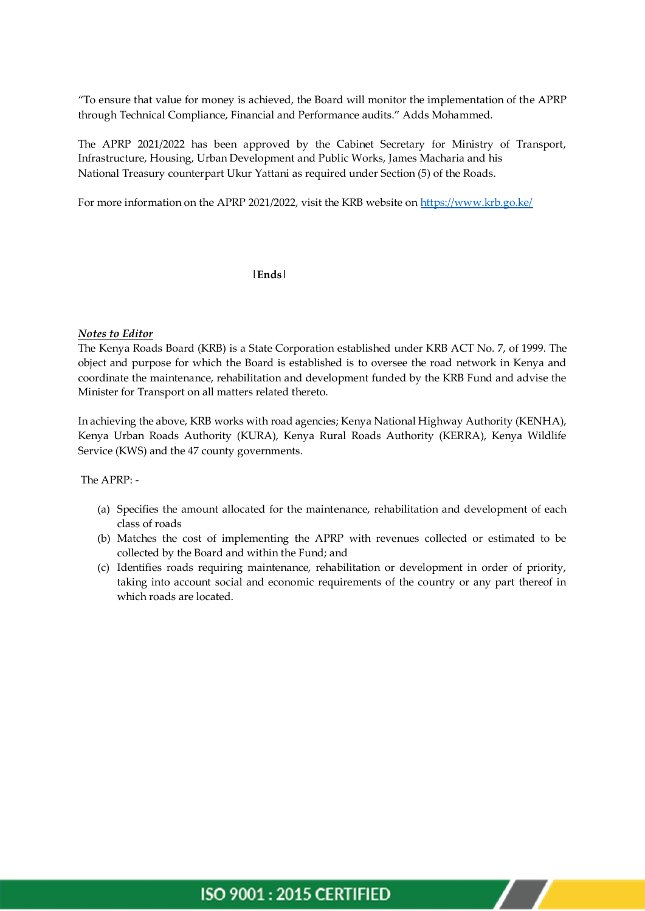"To ensure that value for money is achieved, the Board will monitor the implementation of the APRP through Technical Compliance, Financial and Performance audits." Adds Mohammed.

The APRP 2021/2022 has been approved by the Cabinet Secretary for Ministry of Transport, Infrastructure, Housing, Urban Development and Public Works, James Macharia and his National Treasury counterpart Ukur Yattani as required under Section (5) of the Roads.

For more information on the APRP 2021/2022, visit the KRB website on [https://www.krb.go.ke/](https://www.krb.go.ke/)

**|Ends|**

***Notes to Editor***

The Kenya Roads Board (KRB) is a State Corporation established under KRB ACT No. 7, of 1999. The object and purpose for which the Board is established is to oversee the road network in Kenya and coordinate the maintenance, rehabilitation and development funded by the KRB Fund and advise the Minister for Transport on all matters related thereto.

In achieving the above, KRB works with road agencies; Kenya National Highway Authority (KENHA), Kenya Urban Roads Authority (KURA), Kenya Rural Roads Authority (KERRA), Kenya Wildlife Service (KWS) and the 47 county governments.

The APRP: -

(a) Specifies the amount allocated for the maintenance, rehabilitation and development of each class of roads
(b) Matches the cost of implementing the APRP with revenues collected or estimated to be collected by the Board and within the Fund; and
(c) Identifies roads requiring maintenance, rehabilitation or development in order of priority, taking into account social and economic requirements of the country or any part thereof in which roads are located.